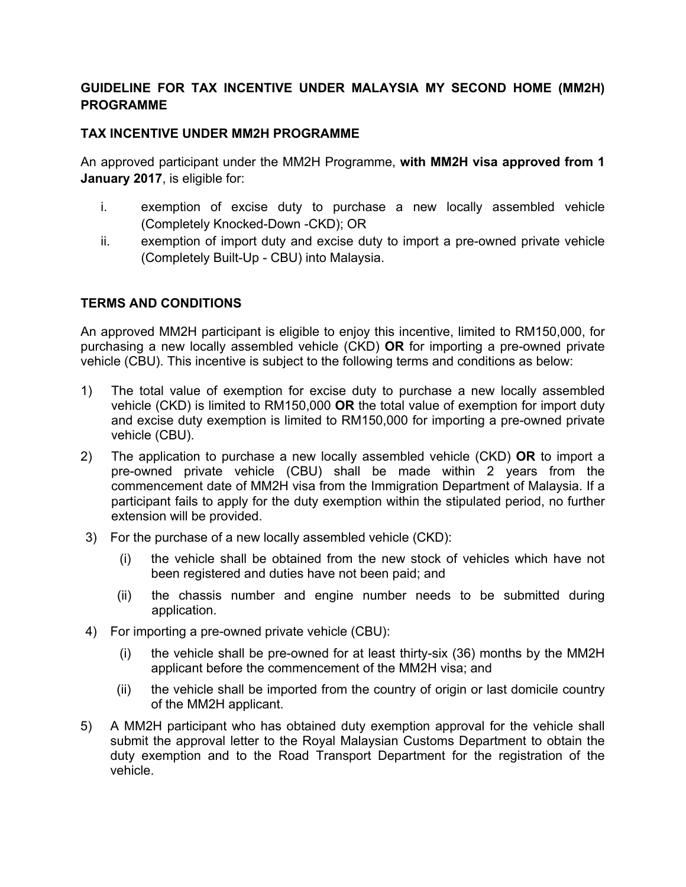# GUIDELINE FOR TAX INCENTIVE UNDER MALAYSIA MY SECOND HOME (MM2H) PROGRAMME

## TAX INCENTIVE UNDER MM2H PROGRAMME

An approved participant under the MM2H Programme, **with MM2H visa approved from 1 January 2017**, is eligible for:

i. exemption of excise duty to purchase a new locally assembled vehicle (Completely Knocked-Down -CKD); OR
ii. exemption of import duty and excise duty to import a pre-owned private vehicle (Completely Built-Up - CBU) into Malaysia.

## TERMS AND CONDITIONS

An approved MM2H participant is eligible to enjoy this incentive, limited to RM150,000, for purchasing a new locally assembled vehicle (CKD) **OR** for importing a pre-owned private vehicle (CBU). This incentive is subject to the following terms and conditions as below:

1) The total value of exemption for excise duty to purchase a new locally assembled vehicle (CKD) is limited to RM150,000 **OR** the total value of exemption for import duty and excise duty exemption is limited to RM150,000 for importing a pre-owned private vehicle (CBU).
2) The application to purchase a new locally assembled vehicle (CKD) **OR** to import a pre-owned private vehicle (CBU) shall be made within 2 years from the commencement date of MM2H visa from the Immigration Department of Malaysia. If a participant fails to apply for the duty exemption within the stipulated period, no further extension will be provided.
3) For the purchase of a new locally assembled vehicle (CKD):
   (i) the vehicle shall be obtained from the new stock of vehicles which have not been registered and duties have not been paid; and
   (ii) the chassis number and engine number needs to be submitted during application.
4) For importing a pre-owned private vehicle (CBU):
   (i) the vehicle shall be pre-owned for at least thirty-six (36) months by the MM2H applicant before the commencement of the MM2H visa; and
   (ii) the vehicle shall be imported from the country of origin or last domicile country of the MM2H applicant.
5) A MM2H participant who has obtained duty exemption approval for the vehicle shall submit the approval letter to the Royal Malaysian Customs Department to obtain the duty exemption and to the Road Transport Department for the registration of the vehicle.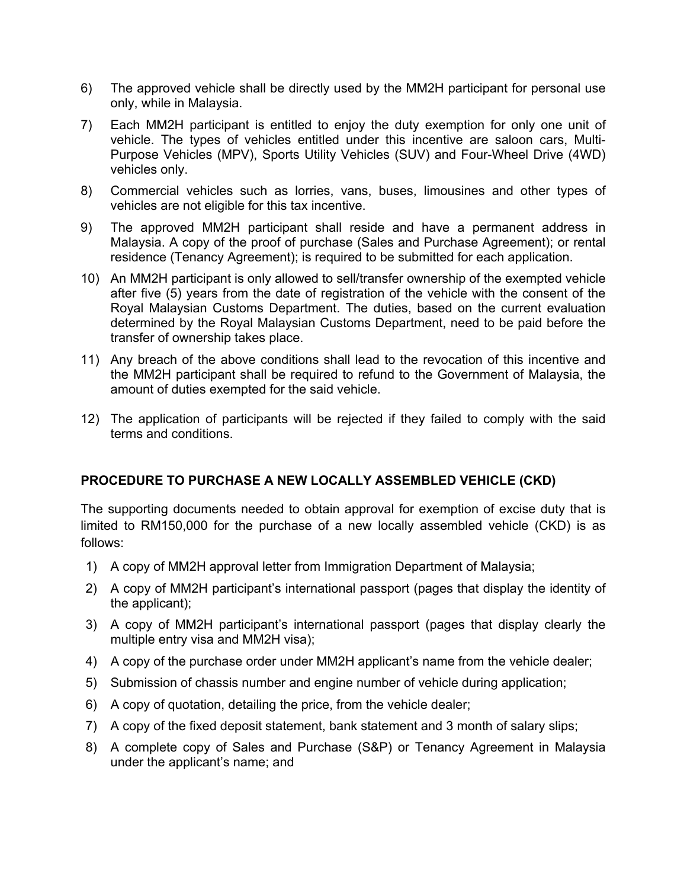6) The approved vehicle shall be directly used by the MM2H participant for personal use only, while in Malaysia.

7) Each MM2H participant is entitled to enjoy the duty exemption for only one unit of vehicle. The types of vehicles entitled under this incentive are saloon cars, Multi-Purpose Vehicles (MPV), Sports Utility Vehicles (SUV) and Four-Wheel Drive (4WD) vehicles only.

8) Commercial vehicles such as lorries, vans, buses, limousines and other types of vehicles are not eligible for this tax incentive.

9) The approved MM2H participant shall reside and have a permanent address in Malaysia. A copy of the proof of purchase (Sales and Purchase Agreement); or rental residence (Tenancy Agreement); is required to be submitted for each application.

10) An MM2H participant is only allowed to sell/transfer ownership of the exempted vehicle after five (5) years from the date of registration of the vehicle with the consent of the Royal Malaysian Customs Department. The duties, based on the current evaluation determined by the Royal Malaysian Customs Department, need to be paid before the transfer of ownership takes place.

11) Any breach of the above conditions shall lead to the revocation of this incentive and the MM2H participant shall be required to refund to the Government of Malaysia, the amount of duties exempted for the said vehicle.

12) The application of participants will be rejected if they failed to comply with the said terms and conditions.

**PROCEDURE TO PURCHASE A NEW LOCALLY ASSEMBLED VEHICLE (CKD)**

The supporting documents needed to obtain approval for exemption of excise duty that is limited to RM150,000 for the purchase of a new locally assembled vehicle (CKD) is as follows:

1) A copy of MM2H approval letter from Immigration Department of Malaysia;
2) A copy of MM2H participant's international passport (pages that display the identity of the applicant);
3) A copy of MM2H participant's international passport (pages that display clearly the multiple entry visa and MM2H visa);
4) A copy of the purchase order under MM2H applicant's name from the vehicle dealer;
5) Submission of chassis number and engine number of vehicle during application;
6) A copy of quotation, detailing the price, from the vehicle dealer;
7) A copy of the fixed deposit statement, bank statement and 3 month of salary slips;
8) A complete copy of Sales and Purchase (S&P) or Tenancy Agreement in Malaysia under the applicant's name; and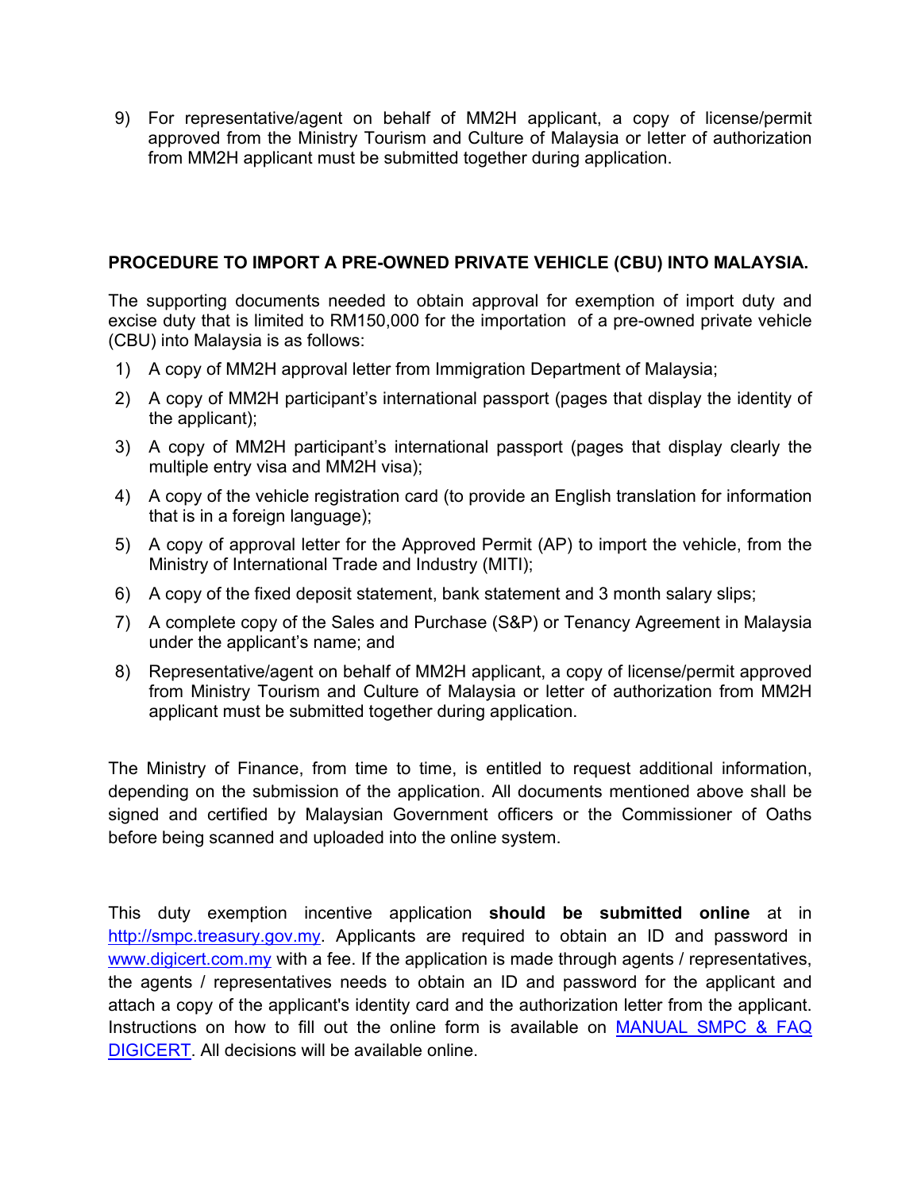9) For representative/agent on behalf of MM2H applicant, a copy of license/permit approved from the Ministry Tourism and Culture of Malaysia or letter of authorization from MM2H applicant must be submitted together during application.

**PROCEDURE TO IMPORT A PRE-OWNED PRIVATE VEHICLE (CBU) INTO MALAYSIA.**

The supporting documents needed to obtain approval for exemption of import duty and excise duty that is limited to RM150,000 for the importation of a pre-owned private vehicle (CBU) into Malaysia is as follows:

1) A copy of MM2H approval letter from Immigration Department of Malaysia;
2) A copy of MM2H participant's international passport (pages that display the identity of the applicant);
3) A copy of MM2H participant's international passport (pages that display clearly the multiple entry visa and MM2H visa);
4) A copy of the vehicle registration card (to provide an English translation for information that is in a foreign language);
5) A copy of approval letter for the Approved Permit (AP) to import the vehicle, from the Ministry of International Trade and Industry (MITI);
6) A copy of the fixed deposit statement, bank statement and 3 month salary slips;
7) A complete copy of the Sales and Purchase (S&P) or Tenancy Agreement in Malaysia under the applicant's name; and
8) Representative/agent on behalf of MM2H applicant, a copy of license/permit approved from Ministry Tourism and Culture of Malaysia or letter of authorization from MM2H applicant must be submitted together during application.

The Ministry of Finance, from time to time, is entitled to request additional information, depending on the submission of the application. All documents mentioned above shall be signed and certified by Malaysian Government officers or the Commissioner of Oaths before being scanned and uploaded into the online system.

This duty exemption incentive application **should be submitted online** at in [http://smpc.treasury.gov.my](http://smpc.treasury.gov.my). Applicants are required to obtain an ID and password in [www.digicert.com.my](http://www.digicert.com.my) with a fee. If the application is made through agents / representatives, the agents / representatives needs to obtain an ID and password for the applicant and attach a copy of the applicant's identity card and the authorization letter from the applicant. Instructions on how to fill out the online form is available on MANUAL SMPC & FAQ DIGICERT. All decisions will be available online.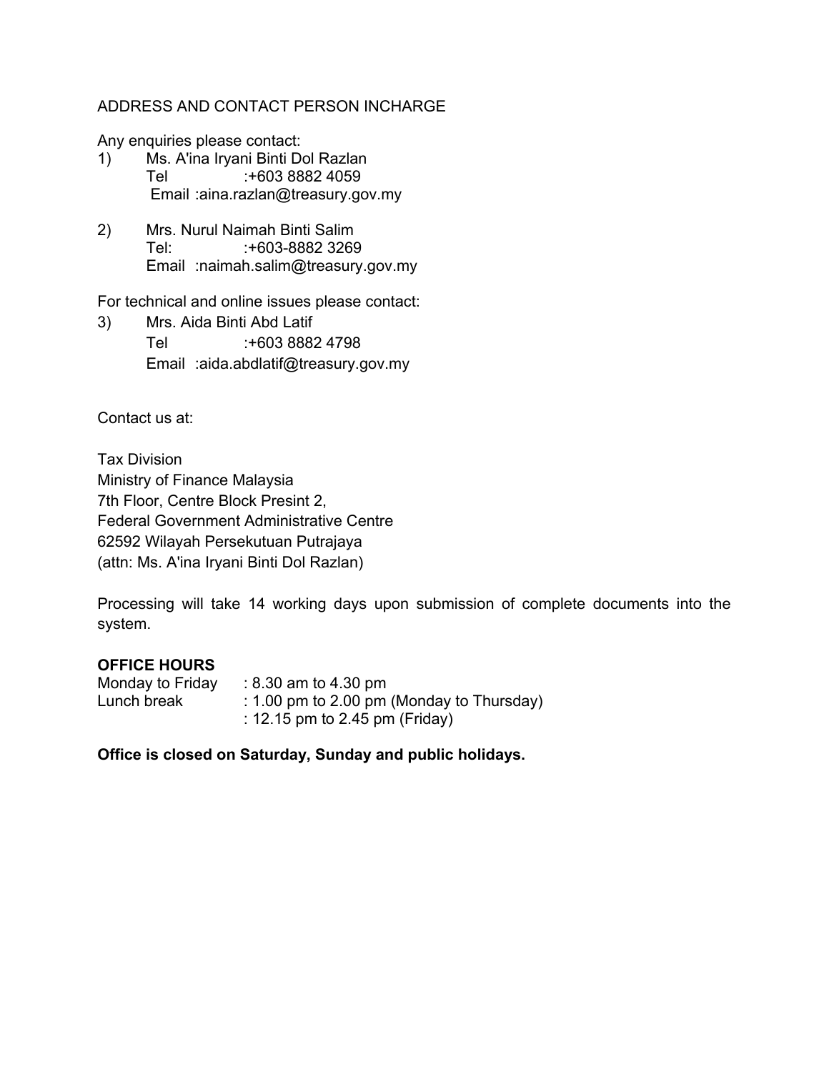ADDRESS AND CONTACT PERSON INCHARGE

Any enquiries please contact:

1) Ms. A'ina Iryani Binti Dol Razlan
   Tel :+603 8882 4059
   Email :aina.razlan@treasury.gov.my

2) Mrs. Nurul Naimah Binti Salim
   Tel: :+603-8882 3269
   Email :naimah.salim@treasury.gov.my

For technical and online issues please contact:

3) Mrs. Aida Binti Abd Latif
   Tel :+603 8882 4798
   Email :aida.abdlatif@treasury.gov.my

Contact us at:

Tax Division
Ministry of Finance Malaysia
7th Floor, Centre Block Presint 2,
Federal Government Administrative Centre
62592 Wilayah Persekutuan Putrajaya
(attn: Ms. A'ina Iryani Binti Dol Razlan)

Processing will take 14 working days upon submission of complete documents into the system.

**OFFICE HOURS**

| | |
|---|---|
| Monday to Friday | : 8.30 am to 4.30 pm |
| Lunch break | : 1.00 pm to 2.00 pm (Monday to Thursday) |
| | : 12.15 pm to 2.45 pm (Friday) |

**Office is closed on Saturday, Sunday and public holidays.**